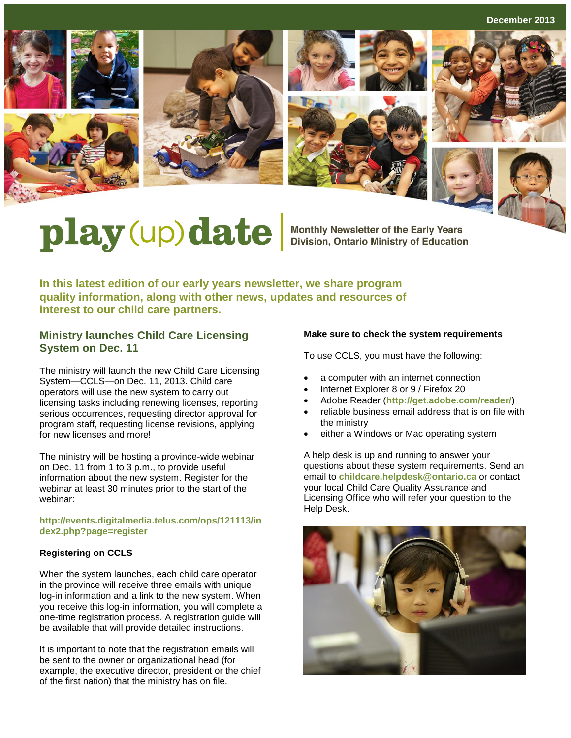December 2013

# play(up)date

Monthly Newsletter of the Early Years Division, Ontario Ministry of Education

**In this latest edition of our early years newsletter, we share program quality information, along with other news, updates and resources of interest to our child care partners.**

## Ministry launches Child Care Licensing System on Dec. 11

The ministry will launch the new Child Care Licensing System—CCLS—on Dec. 11, 2013. Child care operators will use the new system to carry out licensing tasks including renewing licenses, reporting serious occurrences, requesting director approval for program staff, requesting license revisions, applying for new licenses and more!

The ministry will be hosting a province-wide webinar on Dec. 11 from 1 to 3 p.m., to provide useful information about the new system. Register for the webinar at least 30 minutes prior to the start of the webinar:

**http://events.digitalmedia.telus.com/ops/121113/index2.php?page=register**

### Registering on CCLS

When the system launches, each child care operator in the province will receive three emails with unique log-in information and a link to the new system. When you receive this log-in information, you will complete a one-time registration process. A registration guide will be available that will provide detailed instructions.

It is important to note that the registration emails will be sent to the owner or organizational head (for example, the executive director, president or the chief of the first nation) that the ministry has on file.

### Make sure to check the system requirements

To use CCLS, you must have the following:

- a computer with an internet connection
- Internet Explorer 8 or 9 / Firefox 20
- Adobe Reader (**http://get.adobe.com/reader/**)
- reliable business email address that is on file with the ministry
- either a Windows or Mac operating system

A help desk is up and running to answer your questions about these system requirements. Send an email to **childcare.helpdesk@ontario.ca** or contact your local Child Care Quality Assurance and Licensing Office who will refer your question to the Help Desk.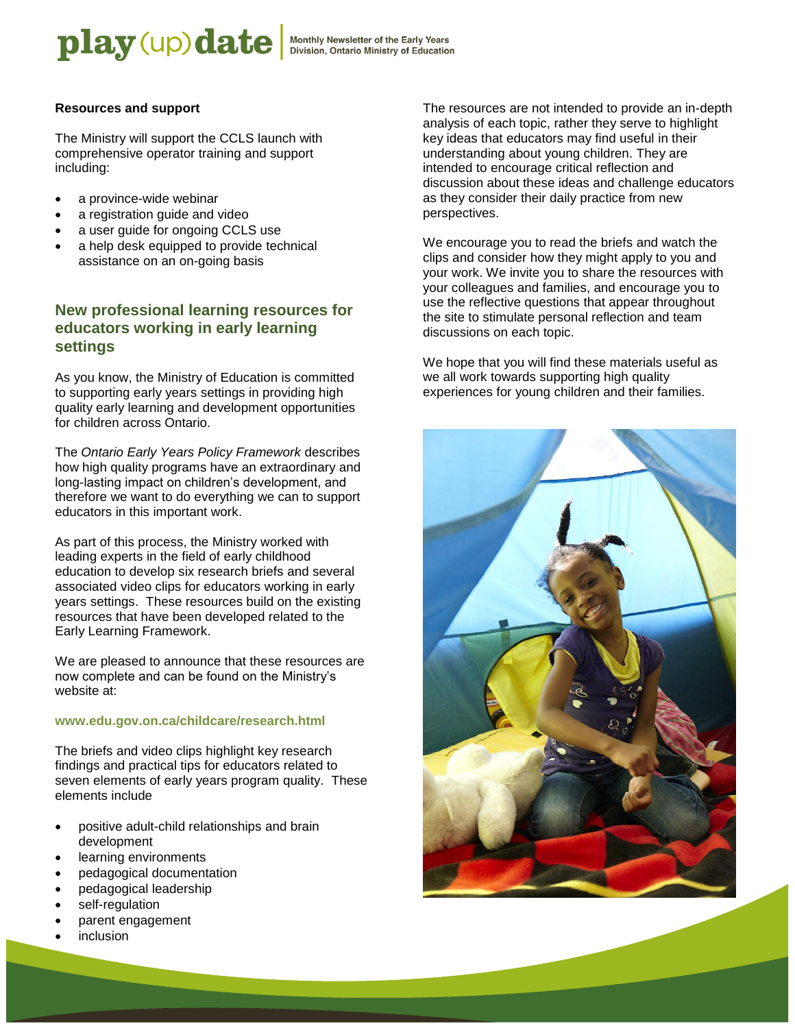### Resources and support

The Ministry will support the CCLS launch with comprehensive operator training and support including:

- a province-wide webinar
- a registration guide and video
- a user guide for ongoing CCLS use
- a help desk equipped to provide technical assistance on an on-going basis

## New professional learning resources for educators working in early learning settings

As you know, the Ministry of Education is committed to supporting early years settings in providing high quality early learning and development opportunities for children across Ontario.

The *Ontario Early Years Policy Framework* describes how high quality programs have an extraordinary and long-lasting impact on children's development, and therefore we want to do everything we can to support educators in this important work.

As part of this process, the Ministry worked with leading experts in the field of early childhood education to develop six research briefs and several associated video clips for educators working in early years settings. These resources build on the existing resources that have been developed related to the Early Learning Framework.

We are pleased to announce that these resources are now complete and can be found on the Ministry's website at:

**www.edu.gov.on.ca/childcare/research.html**

The briefs and video clips highlight key research findings and practical tips for educators related to seven elements of early years program quality. These elements include

- positive adult-child relationships and brain development
- learning environments
- pedagogical documentation
- pedagogical leadership
- self-regulation
- parent engagement
- inclusion

The resources are not intended to provide an in-depth analysis of each topic, rather they serve to highlight key ideas that educators may find useful in their understanding about young children. They are intended to encourage critical reflection and discussion about these ideas and challenge educators as they consider their daily practice from new perspectives.

We encourage you to read the briefs and watch the clips and consider how they might apply to you and your work. We invite you to share the resources with your colleagues and families, and encourage you to use the reflective questions that appear throughout the site to stimulate personal reflection and team discussions on each topic.

We hope that you will find these materials useful as we all work towards supporting high quality experiences for young children and their families.